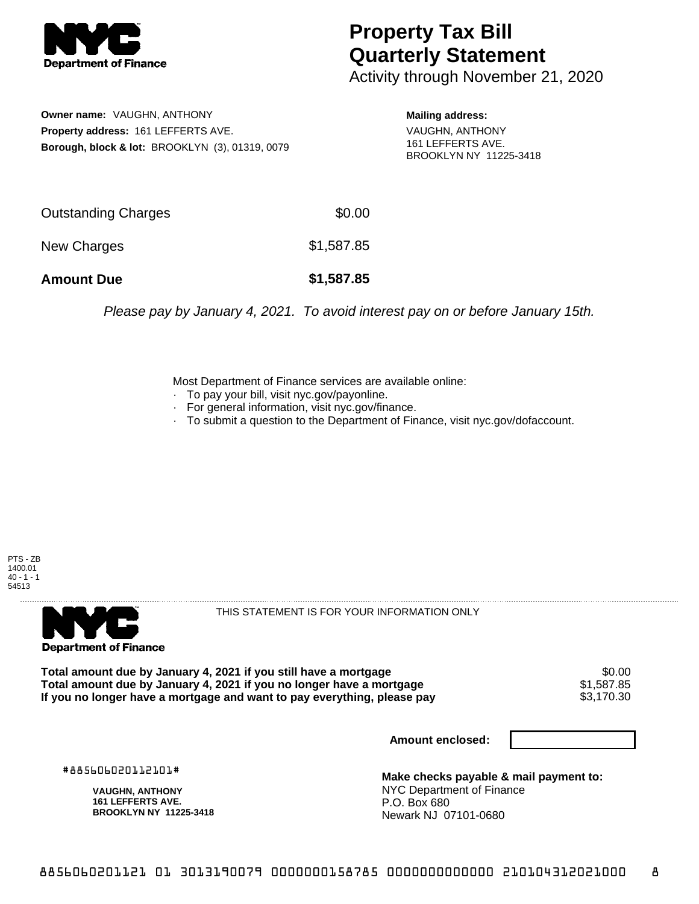**NYC Department of Finance**

# Property Tax Bill Quarterly Statement

Activity through November 21, 2020

**Owner name:** VAUGHN, ANTHONY
**Property address:** 161 LEFFERTS AVE.
**Borough, block & lot:** BROOKLYN (3), 01319, 0079

**Mailing address:**
VAUGHN, ANTHONY
161 LEFFERTS AVE.
BROOKLYN NY 11225-3418

| | |
|---|---|
| Outstanding Charges | $0.00 |
| New Charges | $1,587.85 |
| **Amount Due** | **$1,587.85** |

*Please pay by January 4, 2021. To avoid interest pay on or before January 15th.*

Most Department of Finance services are available online:

- To pay your bill, visit nyc.gov/payonline.
- For general information, visit nyc.gov/finance.
- To submit a question to the Department of Finance, visit nyc.gov/dofaccount.

PTS - ZB
1400.01
40 - 1 - 1
54513

**NYC Department of Finance**

THIS STATEMENT IS FOR YOUR INFORMATION ONLY

| | |
|---|---|
| **Total amount due by January 4, 2021 if you still have a mortgage** | $0.00 |
| **Total amount due by January 4, 2021 if you no longer have a mortgage** | $1,587.85 |
| **If you no longer have a mortgage and want to pay everything, please pay** | $3,170.30 |

**Amount enclosed:**

#885606020112101#

**VAUGHN, ANTHONY**
**161 LEFFERTS AVE.**
**BROOKLYN NY 11225-3418**

**Make checks payable & mail payment to:**
NYC Department of Finance
P.O. Box 680
Newark NJ 07101-0680

885606020112101 01 3013190079 0000000158785 0000000000000 210104312021000 8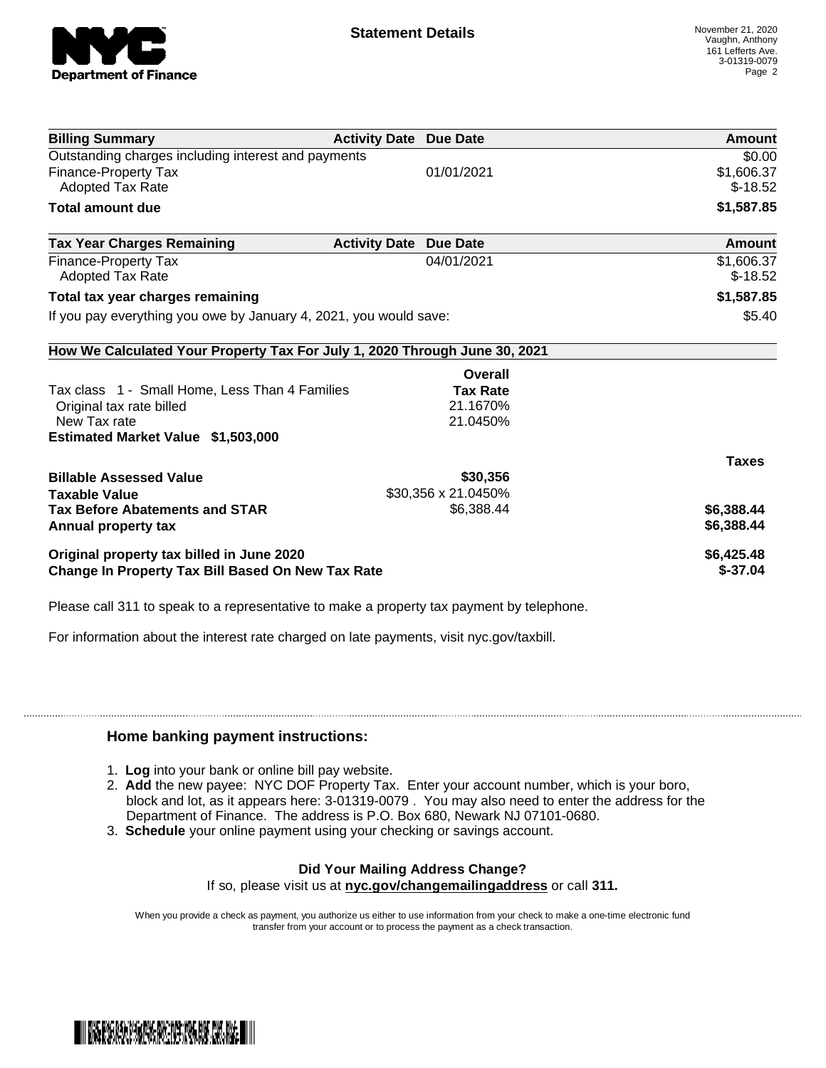# Statement Details

November 21, 2020
Vaughn, Anthony
161 Lefferts Ave.
3-01319-0079

| Billing Summary | Activity Date | Due Date | Amount |
|---|---|---|---|
| Outstanding charges including interest and payments | | | $0.00 |
| Finance-Property Tax | | 01/01/2021 | $1,606.37 |
| Adopted Tax Rate | | | $-18.52 |
| **Total amount due** | | | **$1,587.85** |

| Tax Year Charges Remaining | Activity Date | Due Date | Amount |
|---|---|---|---|
| Finance-Property Tax | | 04/01/2021 | $1,606.37 |
| Adopted Tax Rate | | | $-18.52 |
| **Total tax year charges remaining** | | | **$1,587.85** |
| If you pay everything you owe by January 4, 2021, you would save: | | | $5.40 |

## How We Calculated Your Property Tax For July 1, 2020 Through June 30, 2021

| | Overall Tax Rate | Taxes |
|---|---|---|
| Tax class 1 - Small Home, Less Than 4 Families | | |
| Original tax rate billed | 21.1670% | |
| New Tax rate | 21.0450% | |
| **Estimated Market Value $1,503,000** | | |
| **Billable Assessed Value** | **$30,356** | |
| **Taxable Value** | $30,356 x 21.0450% | |
| **Tax Before Abatements and STAR** | $6,388.44 | **$6,388.44** |
| **Annual property tax** | | **$6,388.44** |
| **Original property tax billed in June 2020** | | **$6,425.48** |
| **Change In Property Tax Bill Based On New Tax Rate** | | **$-37.04** |

Please call 311 to speak to a representative to make a property tax payment by telephone.

For information about the interest rate charged on late payments, visit nyc.gov/taxbill.

### Home banking payment instructions:

1. **Log** into your bank or online bill pay website.
2. **Add** the new payee: NYC DOF Property Tax. Enter your account number, which is your boro, block and lot, as it appears here: 3-01319-0079 . You may also need to enter the address for the Department of Finance. The address is P.O. Box 680, Newark NJ 07101-0680.
3. **Schedule** your online payment using your checking or savings account.

**Did Your Mailing Address Change?**

If so, please visit us at **nyc.gov/changemailingaddress** or call **311.**

When you provide a check as payment, you authorize us either to use information from your check to make a one-time electronic fund transfer from your account or to process the payment as a check transaction.